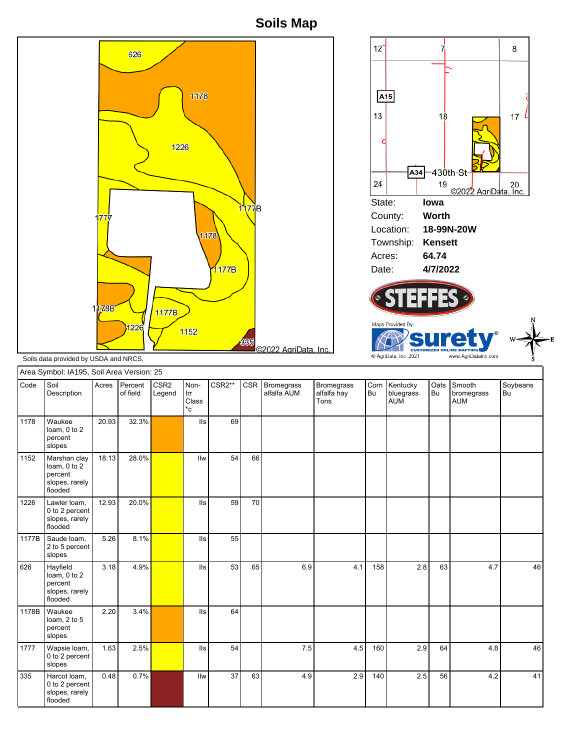# Soils Map

State: **Iowa**
County: **Worth**
Location: **18-99N-20W**
Township: **Kensett**
Acres: **64.74**
Date: **4/7/2022**

Soils data provided by USDA and NRCS.

Area Symbol: IA195, Soil Area Version: 25

| Code | Soil Description | Acres | Percent of field | CSR2 Legend | Non-Irr Class *c | CSR2** | CSR | Bromegrass alfalfa AUM | Bromegrass alfalfa hay Tons | Corn Bu | Kentucky bluegrass AUM | Oats Bu | Smooth bromegrass AUM | Soybeans Bu |
|---|---|---|---|---|---|---|---|---|---|---|---|---|---|---|
| 1178 | Waukee loam, 0 to 2 percent slopes | 20.93 | 32.3% | | IIs | 69 | | | | | | | | |
| 1152 | Marshan clay loam, 0 to 2 percent slopes, rarely flooded | 18.13 | 28.0% | | IIw | 54 | 66 | | | | | | | |
| 1226 | Lawler loam, 0 to 2 percent slopes, rarely flooded | 12.93 | 20.0% | | IIs | 59 | 70 | | | | | | | |
| 1177B | Saude loam, 2 to 5 percent slopes | 5.26 | 8.1% | | IIs | 55 | | | | | | | | |
| 626 | Hayfield loam, 0 to 2 percent slopes, rarely flooded | 3.18 | 4.9% | | IIs | 53 | 65 | 6.9 | 4.1 | 158 | 2.8 | 63 | 4.7 | 46 |
| 1178B | Waukee loam, 2 to 5 percent slopes | 2.20 | 3.4% | | IIs | 64 | | | | | | | | |
| 1777 | Wapsie loam, 0 to 2 percent slopes | 1.63 | 2.5% | | IIs | 54 | | 7.5 | 4.5 | 160 | 2.9 | 64 | 4.8 | 46 |
| 335 | Harcot loam, 0 to 2 percent slopes, rarely flooded | 0.48 | 0.7% | | IIw | 37 | 63 | 4.9 | 2.9 | 140 | 2.5 | 56 | 4.2 | 41 |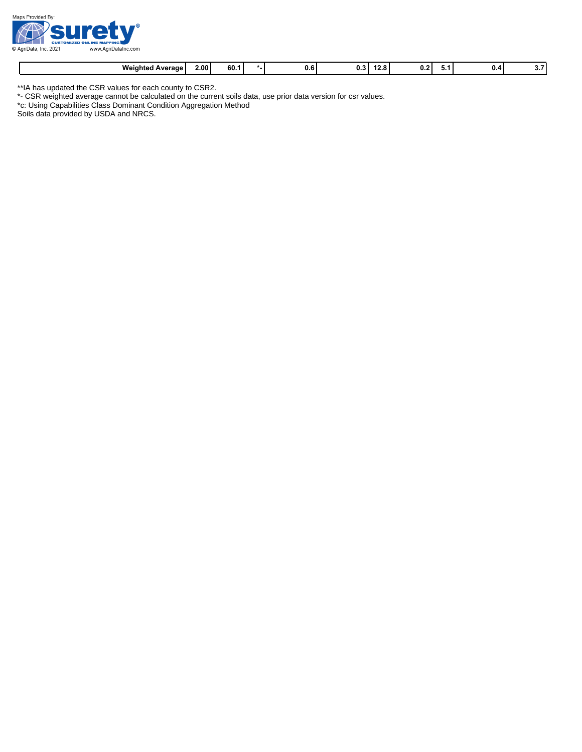| | | | | | | | | | |
|---|---|---|---|---|---|---|---|---|---|
| **Weighted Average** | **2.00** | **60.1** | ***-** | **0.6** | **0.3** | **12.8** | **0.2** | **5.1** | **0.4** | **3.7** |

**IA has updated the CSR values for each county to CSR2.

*- CSR weighted average cannot be calculated on the current soils data, use prior data version for csr values.

*c: Using Capabilities Class Dominant Condition Aggregation Method

Soils data provided by USDA and NRCS.